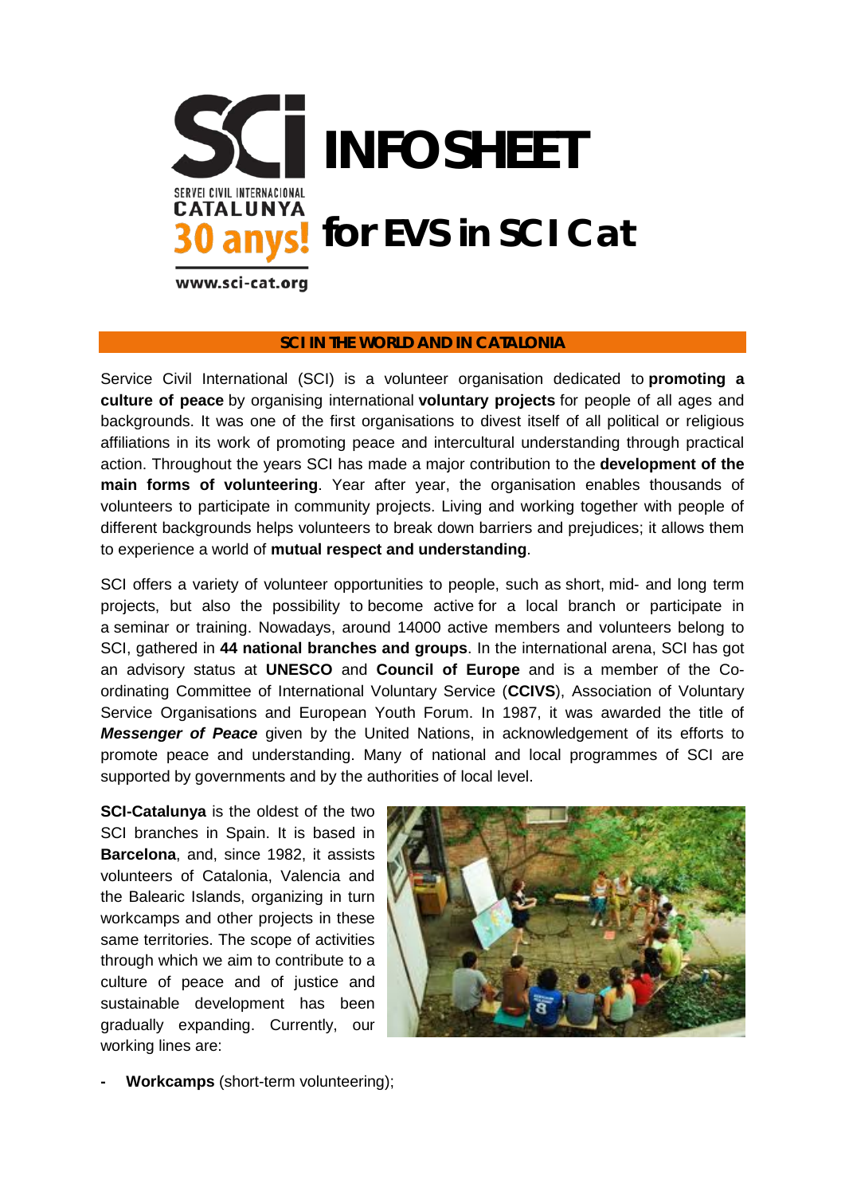# INFO SHEET for EVS in SCI Cat

SERVEI CIVIL INTERNACIONAL CATALUNYA 30 anys!

www.sci-cat.org

## SCI IN THE WORLD AND IN CATALONIA

Service Civil International (SCI) is a volunteer organisation dedicated to **promoting a culture of peace** by organising international **voluntary projects** for people of all ages and backgrounds. It was one of the first organisations to divest itself of all political or religious affiliations in its work of promoting peace and intercultural understanding through practical action. Throughout the years SCI has made a major contribution to the **development of the main forms of volunteering**. Year after year, the organisation enables thousands of volunteers to participate in community projects. Living and working together with people of different backgrounds helps volunteers to break down barriers and prejudices; it allows them to experience a world of **mutual respect and understanding**.

SCI offers a variety of volunteer opportunities to people, such as short, mid- and long term projects, but also the possibility to become active for a local branch or participate in a seminar or training. Nowadays, around 14000 active members and volunteers belong to SCI, gathered in **44 national branches and groups**. In the international arena, SCI has got an advisory status at **UNESCO** and **Council of Europe** and is a member of the Co-ordinating Committee of International Voluntary Service (**CCIVS**), Association of Voluntary Service Organisations and European Youth Forum. In 1987, it was awarded the title of ***Messenger of Peace*** given by the United Nations, in acknowledgement of its efforts to promote peace and understanding. Many of national and local programmes of SCI are supported by governments and by the authorities of local level.

**SCI-Catalunya** is the oldest of the two SCI branches in Spain. It is based in **Barcelona**, and, since 1982, it assists volunteers of Catalonia, Valencia and the Balearic Islands, organizing in turn workcamps and other projects in these same territories. The scope of activities through which we aim to contribute to a culture of peace and of justice and sustainable development has been gradually expanding. Currently, our working lines are:

- **Workcamps** (short-term volunteering);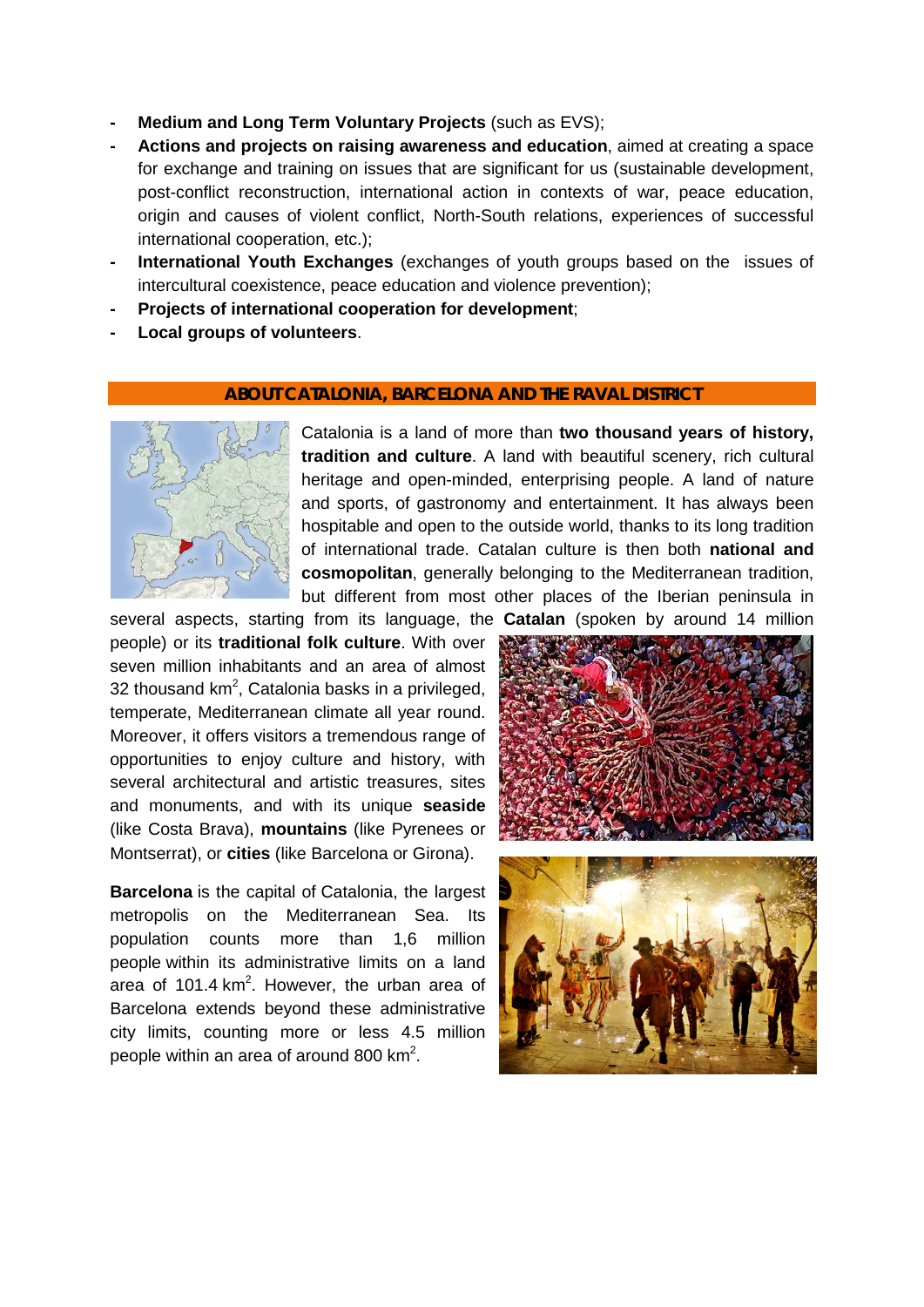- **Medium and Long Term Voluntary Projects** (such as EVS);
- **Actions and projects on raising awareness and education**, aimed at creating a space for exchange and training on issues that are significant for us (sustainable development, post-conflict reconstruction, international action in contexts of war, peace education, origin and causes of violent conflict, North-South relations, experiences of successful international cooperation, etc.);
- **International Youth Exchanges** (exchanges of youth groups based on the issues of intercultural coexistence, peace education and violence prevention);
- **Projects of international cooperation for development**;
- **Local groups of volunteers**.

## ABOUT CATALONIA, BARCELONA AND THE RAVAL DISTRICT

Catalonia is a land of more than **two thousand years of history, tradition and culture**. A land with beautiful scenery, rich cultural heritage and open-minded, enterprising people. A land of nature and sports, of gastronomy and entertainment. It has always been hospitable and open to the outside world, thanks to its long tradition of international trade. Catalan culture is then both **national and cosmopolitan**, generally belonging to the Mediterranean tradition, but different from most other places of the Iberian peninsula in several aspects, starting from its language, the **Catalan** (spoken by around 14 million people) or its **traditional folk culture**. With over seven million inhabitants and an area of almost 32 thousand km$^2$, Catalonia basks in a privileged, temperate, Mediterranean climate all year round. Moreover, it offers visitors a tremendous range of opportunities to enjoy culture and history, with several architectural and artistic treasures, sites and monuments, and with its unique **seaside** (like Costa Brava), **mountains** (like Pyrenees or Montserrat), or **cities** (like Barcelona or Girona).

**Barcelona** is the capital of Catalonia, the largest metropolis on the Mediterranean Sea. Its population counts more than 1,6 million people within its administrative limits on a land area of 101.4 km$^2$. However, the urban area of Barcelona extends beyond these administrative city limits, counting more or less 4.5 million people within an area of around 800 km$^2$.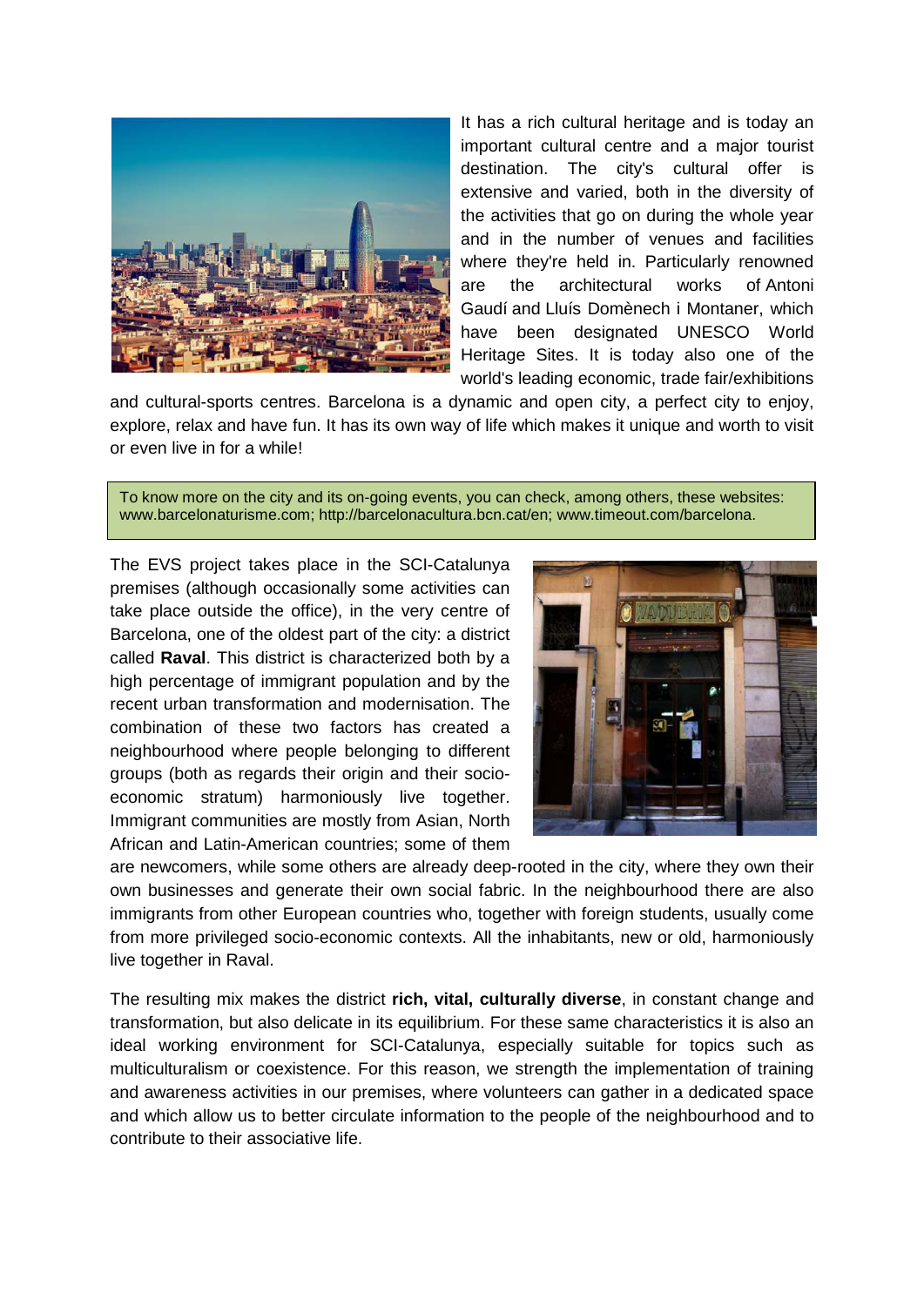It has a rich cultural heritage and is today an important cultural centre and a major tourist destination. The city's cultural offer is extensive and varied, both in the diversity of the activities that go on during the whole year and in the number of venues and facilities where they're held in. Particularly renowned are the architectural works of Antoni Gaudí and Lluís Domènech i Montaner, which have been designated UNESCO World Heritage Sites. It is today also one of the world's leading economic, trade fair/exhibitions and cultural-sports centres. Barcelona is a dynamic and open city, a perfect city to enjoy, explore, relax and have fun. It has its own way of life which makes it unique and worth to visit or even live in for a while!

> To know more on the city and its on-going events, you can check, among others, these websites: www.barcelonaturisme.com; http://barcelonacultura.bcn.cat/en; www.timeout.com/barcelona.

The EVS project takes place in the SCI-Catalunya premises (although occasionally some activities can take place outside the office), in the very centre of Barcelona, one of the oldest part of the city: a district called **Raval**. This district is characterized both by a high percentage of immigrant population and by the recent urban transformation and modernisation. The combination of these two factors has created a neighbourhood where people belonging to different groups (both as regards their origin and their socio-economic stratum) harmoniously live together. Immigrant communities are mostly from Asian, North African and Latin-American countries; some of them are newcomers, while some others are already deep-rooted in the city, where they own their own businesses and generate their own social fabric. In the neighbourhood there are also immigrants from other European countries who, together with foreign students, usually come from more privileged socio-economic contexts. All the inhabitants, new or old, harmoniously live together in Raval.

The resulting mix makes the district **rich, vital, culturally diverse**, in constant change and transformation, but also delicate in its equilibrium. For these same characteristics it is also an ideal working environment for SCI-Catalunya, especially suitable for topics such as multiculturalism or coexistence. For this reason, we strength the implementation of training and awareness activities in our premises, where volunteers can gather in a dedicated space and which allow us to better circulate information to the people of the neighbourhood and to contribute to their associative life.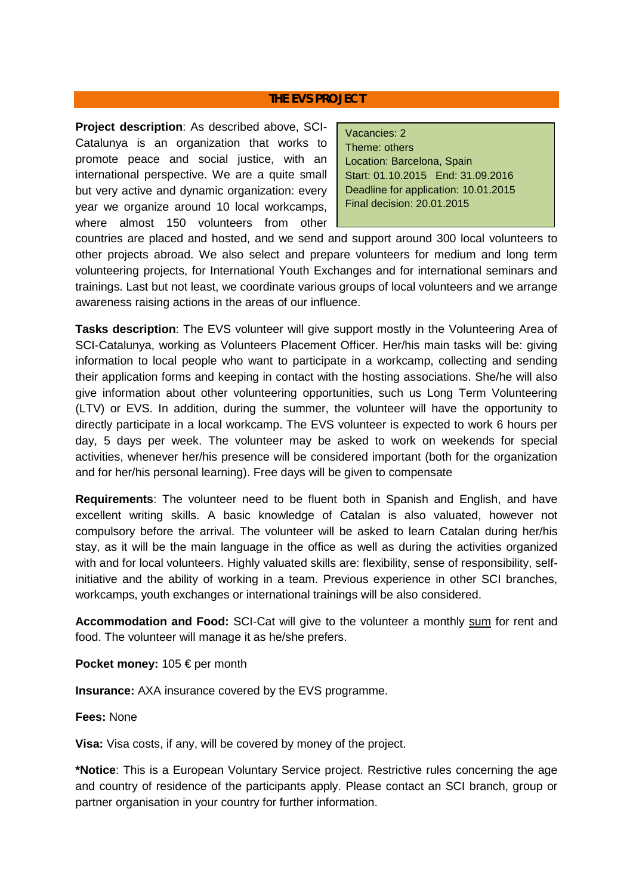## THE EVS PROJECT

Vacancies: 2
Theme: others
Location: Barcelona, Spain
Start: 01.10.2015 End: 31.09.2016
Deadline for application: 10.01.2015
Final decision: 20.01.2015

**Project description**: As described above, SCI-Catalunya is an organization that works to promote peace and social justice, with an international perspective. We are a quite small but very active and dynamic organization: every year we organize around 10 local workcamps, where almost 150 volunteers from other countries are placed and hosted, and we send and support around 300 local volunteers to other projects abroad. We also select and prepare volunteers for medium and long term volunteering projects, for International Youth Exchanges and for international seminars and trainings. Last but not least, we coordinate various groups of local volunteers and we arrange awareness raising actions in the areas of our influence.

**Tasks description**: The EVS volunteer will give support mostly in the Volunteering Area of SCI-Catalunya, working as Volunteers Placement Officer. Her/his main tasks will be: giving information to local people who want to participate in a workcamp, collecting and sending their application forms and keeping in contact with the hosting associations. She/he will also give information about other volunteering opportunities, such us Long Term Volunteering (LTV) or EVS. In addition, during the summer, the volunteer will have the opportunity to directly participate in a local workcamp. The EVS volunteer is expected to work 6 hours per day, 5 days per week. The volunteer may be asked to work on weekends for special activities, whenever her/his presence will be considered important (both for the organization and for her/his personal learning). Free days will be given to compensate

**Requirements**: The volunteer need to be fluent both in Spanish and English, and have excellent writing skills. A basic knowledge of Catalan is also valuated, however not compulsory before the arrival. The volunteer will be asked to learn Catalan during her/his stay, as it will be the main language in the office as well as during the activities organized with and for local volunteers. Highly valuated skills are: flexibility, sense of responsibility, self-initiative and the ability of working in a team. Previous experience in other SCI branches, workcamps, youth exchanges or international trainings will be also considered.

**Accommodation and Food:** SCI-Cat will give to the volunteer a monthly sum for rent and food. The volunteer will manage it as he/she prefers.

**Pocket money:** 105 € per month

**Insurance:** AXA insurance covered by the EVS programme.

**Fees:** None

**Visa:** Visa costs, if any, will be covered by money of the project.

***Notice**: This is a European Voluntary Service project. Restrictive rules concerning the age and country of residence of the participants apply. Please contact an SCI branch, group or partner organisation in your country for further information.